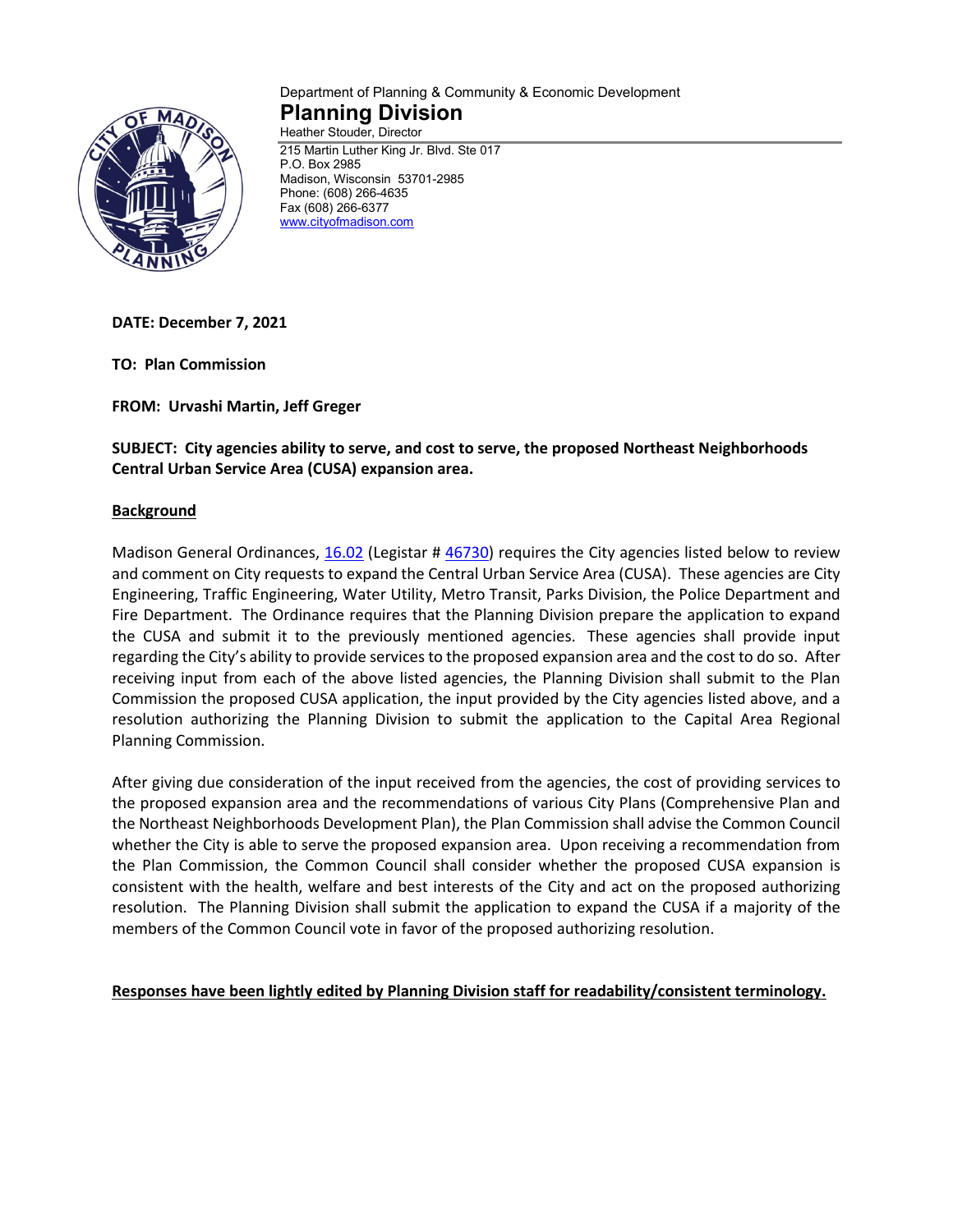Department of Planning & Community & Economic Development

# Planning Division

Heather Stouder, Director

215 Martin Luther King Jr. Blvd. Ste 017
P.O. Box 2985
Madison, Wisconsin 53701-2985
Phone: (608) 266-4635
Fax (608) 266-6377
[www.cityofmadison.com](www.cityofmadison.com)

**DATE: December 7, 2021**

**TO: Plan Commission**

**FROM: Urvashi Martin, Jeff Greger**

**SUBJECT: City agencies ability to serve, and cost to serve, the proposed Northeast Neighborhoods Central Urban Service Area (CUSA) expansion area.**

## Background

Madison General Ordinances, 16.02 (Legistar # 46730) requires the City agencies listed below to review and comment on City requests to expand the Central Urban Service Area (CUSA). These agencies are City Engineering, Traffic Engineering, Water Utility, Metro Transit, Parks Division, the Police Department and Fire Department. The Ordinance requires that the Planning Division prepare the application to expand the CUSA and submit it to the previously mentioned agencies. These agencies shall provide input regarding the City's ability to provide services to the proposed expansion area and the cost to do so. After receiving input from each of the above listed agencies, the Planning Division shall submit to the Plan Commission the proposed CUSA application, the input provided by the City agencies listed above, and a resolution authorizing the Planning Division to submit the application to the Capital Area Regional Planning Commission.

After giving due consideration of the input received from the agencies, the cost of providing services to the proposed expansion area and the recommendations of various City Plans (Comprehensive Plan and the Northeast Neighborhoods Development Plan), the Plan Commission shall advise the Common Council whether the City is able to serve the proposed expansion area. Upon receiving a recommendation from the Plan Commission, the Common Council shall consider whether the proposed CUSA expansion is consistent with the health, welfare and best interests of the City and act on the proposed authorizing resolution. The Planning Division shall submit the application to expand the CUSA if a majority of the members of the Common Council vote in favor of the proposed authorizing resolution.

**Responses have been lightly edited by Planning Division staff for readability/consistent terminology.**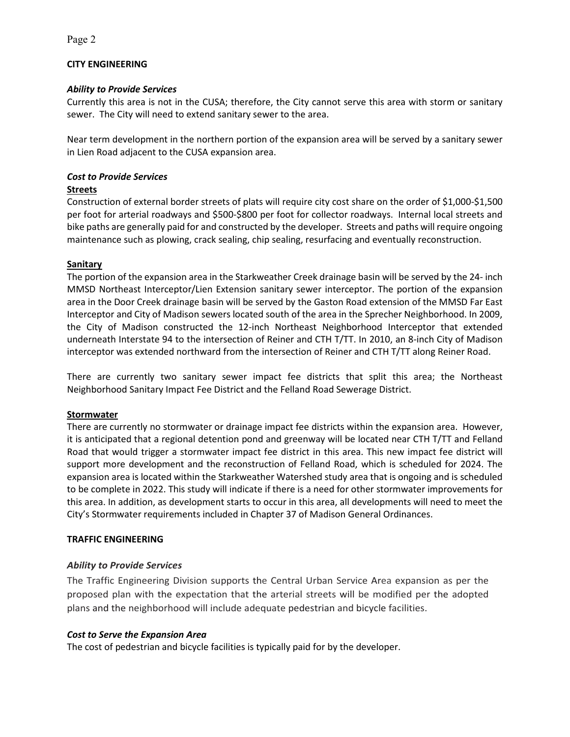## CITY ENGINEERING

### *Ability to Provide Services*

Currently this area is not in the CUSA; therefore, the City cannot serve this area with storm or sanitary sewer. The City will need to extend sanitary sewer to the area.

Near term development in the northern portion of the expansion area will be served by a sanitary sewer in Lien Road adjacent to the CUSA expansion area.

### *Cost to Provide Services*

**Streets**

Construction of external border streets of plats will require city cost share on the order of $1,000-$1,500 per foot for arterial roadways and $500-$800 per foot for collector roadways. Internal local streets and bike paths are generally paid for and constructed by the developer. Streets and paths will require ongoing maintenance such as plowing, crack sealing, chip sealing, resurfacing and eventually reconstruction.

**Sanitary**

The portion of the expansion area in the Starkweather Creek drainage basin will be served by the 24- inch MMSD Northeast Interceptor/Lien Extension sanitary sewer interceptor. The portion of the expansion area in the Door Creek drainage basin will be served by the Gaston Road extension of the MMSD Far East Interceptor and City of Madison sewers located south of the area in the Sprecher Neighborhood. In 2009, the City of Madison constructed the 12-inch Northeast Neighborhood Interceptor that extended underneath Interstate 94 to the intersection of Reiner and CTH T/TT. In 2010, an 8-inch City of Madison interceptor was extended northward from the intersection of Reiner and CTH T/TT along Reiner Road.

There are currently two sanitary sewer impact fee districts that split this area; the Northeast Neighborhood Sanitary Impact Fee District and the Felland Road Sewerage District.

**Stormwater**

There are currently no stormwater or drainage impact fee districts within the expansion area. However, it is anticipated that a regional detention pond and greenway will be located near CTH T/TT and Felland Road that would trigger a stormwater impact fee district in this area. This new impact fee district will support more development and the reconstruction of Felland Road, which is scheduled for 2024. The expansion area is located within the Starkweather Watershed study area that is ongoing and is scheduled to be complete in 2022. This study will indicate if there is a need for other stormwater improvements for this area. In addition, as development starts to occur in this area, all developments will need to meet the City's Stormwater requirements included in Chapter 37 of Madison General Ordinances.

## TRAFFIC ENGINEERING

### *Ability to Provide Services*

The Traffic Engineering Division supports the Central Urban Service Area expansion as per the proposed plan with the expectation that the arterial streets will be modified per the adopted plans and the neighborhood will include adequate pedestrian and bicycle facilities.

### *Cost to Serve the Expansion Area*

The cost of pedestrian and bicycle facilities is typically paid for by the developer.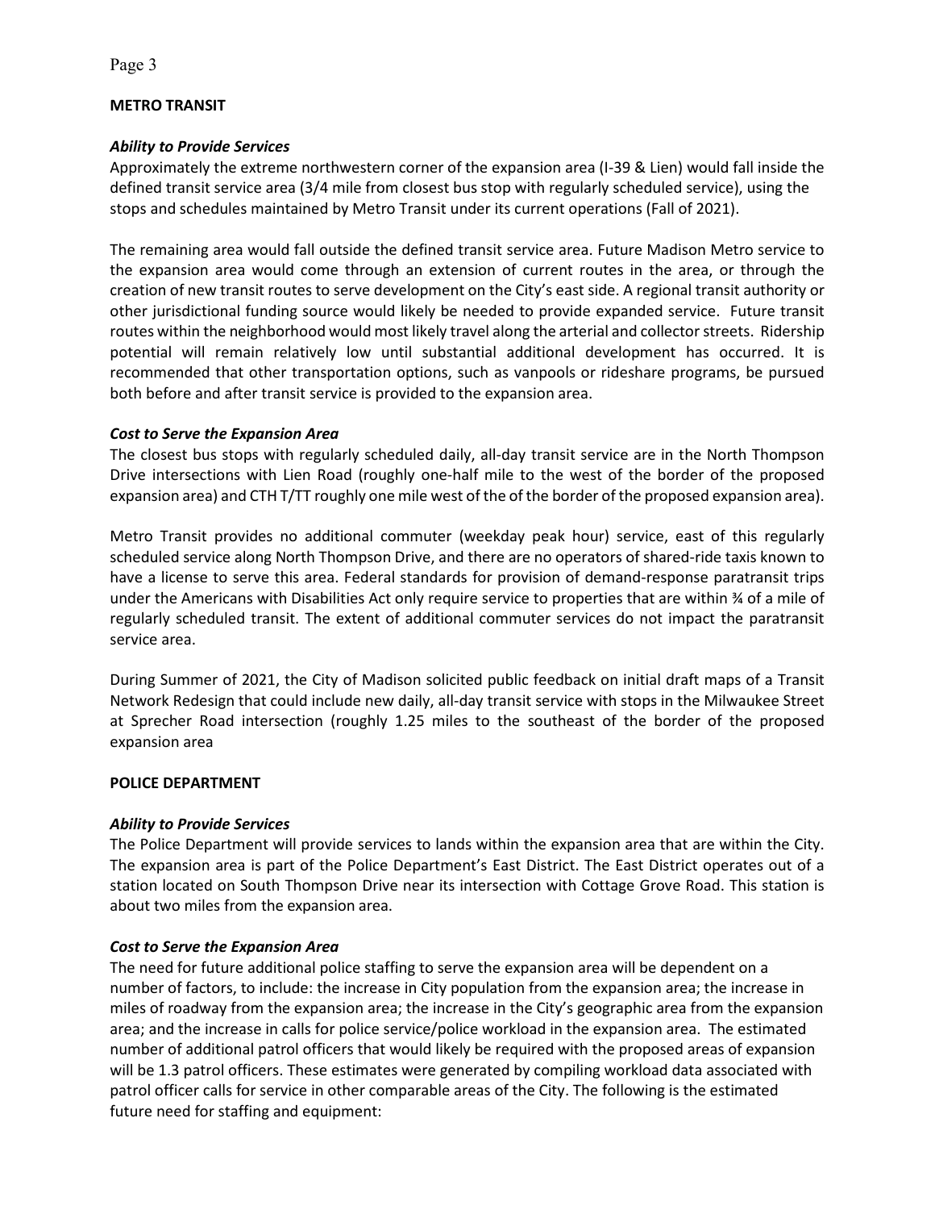## METRO TRANSIT

### *Ability to Provide Services*

Approximately the extreme northwestern corner of the expansion area (I-39 & Lien) would fall inside the defined transit service area (3/4 mile from closest bus stop with regularly scheduled service), using the stops and schedules maintained by Metro Transit under its current operations (Fall of 2021).

The remaining area would fall outside the defined transit service area. Future Madison Metro service to the expansion area would come through an extension of current routes in the area, or through the creation of new transit routes to serve development on the City's east side. A regional transit authority or other jurisdictional funding source would likely be needed to provide expanded service. Future transit routes within the neighborhood would most likely travel along the arterial and collector streets. Ridership potential will remain relatively low until substantial additional development has occurred. It is recommended that other transportation options, such as vanpools or rideshare programs, be pursued both before and after transit service is provided to the expansion area.

### *Cost to Serve the Expansion Area*

The closest bus stops with regularly scheduled daily, all-day transit service are in the North Thompson Drive intersections with Lien Road (roughly one-half mile to the west of the border of the proposed expansion area) and CTH T/TT roughly one mile west of the of the border of the proposed expansion area).

Metro Transit provides no additional commuter (weekday peak hour) service, east of this regularly scheduled service along North Thompson Drive, and there are no operators of shared-ride taxis known to have a license to serve this area. Federal standards for provision of demand-response paratransit trips under the Americans with Disabilities Act only require service to properties that are within ¾ of a mile of regularly scheduled transit. The extent of additional commuter services do not impact the paratransit service area.

During Summer of 2021, the City of Madison solicited public feedback on initial draft maps of a Transit Network Redesign that could include new daily, all-day transit service with stops in the Milwaukee Street at Sprecher Road intersection (roughly 1.25 miles to the southeast of the border of the proposed expansion area

## POLICE DEPARTMENT

### *Ability to Provide Services*

The Police Department will provide services to lands within the expansion area that are within the City. The expansion area is part of the Police Department's East District. The East District operates out of a station located on South Thompson Drive near its intersection with Cottage Grove Road. This station is about two miles from the expansion area.

### *Cost to Serve the Expansion Area*

The need for future additional police staffing to serve the expansion area will be dependent on a number of factors, to include: the increase in City population from the expansion area; the increase in miles of roadway from the expansion area; the increase in the City's geographic area from the expansion area; and the increase in calls for police service/police workload in the expansion area. The estimated number of additional patrol officers that would likely be required with the proposed areas of expansion will be 1.3 patrol officers. These estimates were generated by compiling workload data associated with patrol officer calls for service in other comparable areas of the City. The following is the estimated future need for staffing and equipment: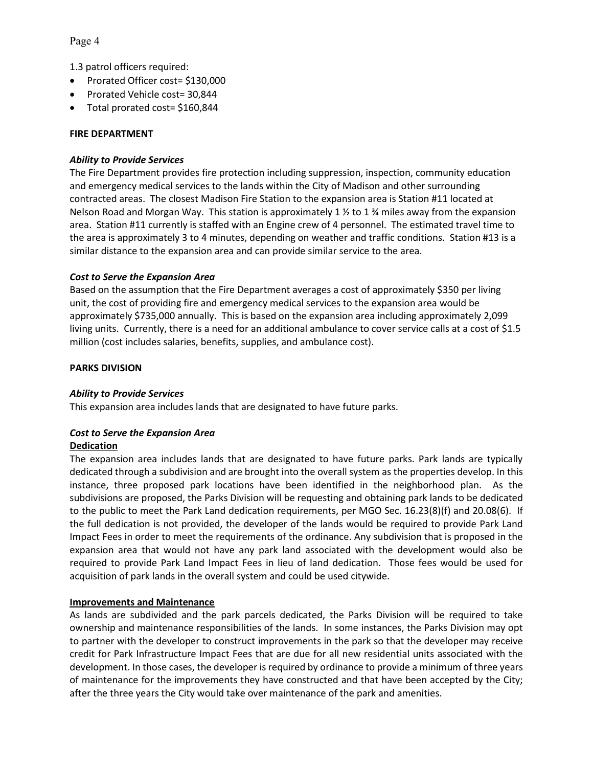1.3 patrol officers required:

- Prorated Officer cost= $130,000
- Prorated Vehicle cost= 30,844
- Total prorated cost= $160,844

**FIRE DEPARTMENT**

***Ability to Provide Services***

The Fire Department provides fire protection including suppression, inspection, community education and emergency medical services to the lands within the City of Madison and other surrounding contracted areas. The closest Madison Fire Station to the expansion area is Station #11 located at Nelson Road and Morgan Way. This station is approximately 1 ½ to 1 ¾ miles away from the expansion area. Station #11 currently is staffed with an Engine crew of 4 personnel. The estimated travel time to the area is approximately 3 to 4 minutes, depending on weather and traffic conditions. Station #13 is a similar distance to the expansion area and can provide similar service to the area.

***Cost to Serve the Expansion Area***

Based on the assumption that the Fire Department averages a cost of approximately $350 per living unit, the cost of providing fire and emergency medical services to the expansion area would be approximately $735,000 annually. This is based on the expansion area including approximately 2,099 living units. Currently, there is a need for an additional ambulance to cover service calls at a cost of $1.5 million (cost includes salaries, benefits, supplies, and ambulance cost).

**PARKS DIVISION**

***Ability to Provide Services***

This expansion area includes lands that are designated to have future parks.

***Cost to Serve the Expansion Area***

**Dedication**

The expansion area includes lands that are designated to have future parks. Park lands are typically dedicated through a subdivision and are brought into the overall system as the properties develop. In this instance, three proposed park locations have been identified in the neighborhood plan. As the subdivisions are proposed, the Parks Division will be requesting and obtaining park lands to be dedicated to the public to meet the Park Land dedication requirements, per MGO Sec. 16.23(8)(f) and 20.08(6). If the full dedication is not provided, the developer of the lands would be required to provide Park Land Impact Fees in order to meet the requirements of the ordinance. Any subdivision that is proposed in the expansion area that would not have any park land associated with the development would also be required to provide Park Land Impact Fees in lieu of land dedication. Those fees would be used for acquisition of park lands in the overall system and could be used citywide.

**Improvements and Maintenance**

As lands are subdivided and the park parcels dedicated, the Parks Division will be required to take ownership and maintenance responsibilities of the lands. In some instances, the Parks Division may opt to partner with the developer to construct improvements in the park so that the developer may receive credit for Park Infrastructure Impact Fees that are due for all new residential units associated with the development. In those cases, the developer is required by ordinance to provide a minimum of three years of maintenance for the improvements they have constructed and that have been accepted by the City; after the three years the City would take over maintenance of the park and amenities.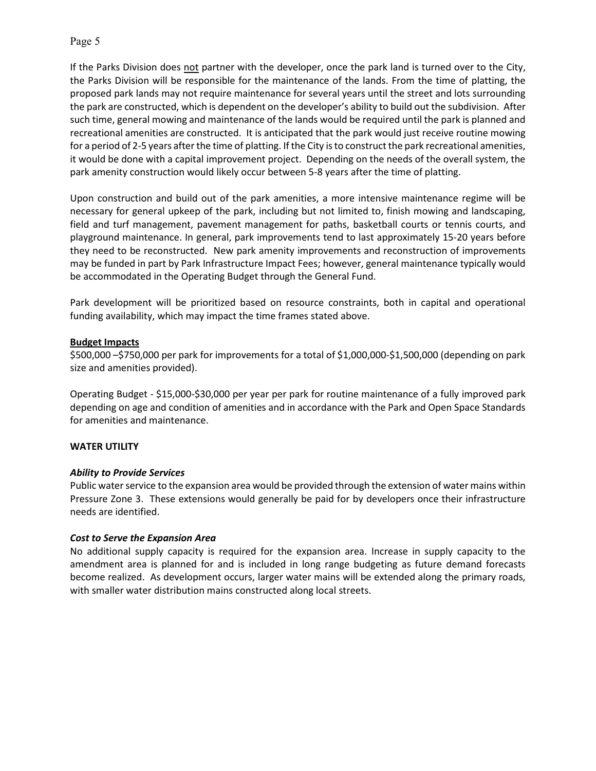If the Parks Division does not partner with the developer, once the park land is turned over to the City, the Parks Division will be responsible for the maintenance of the lands. From the time of platting, the proposed park lands may not require maintenance for several years until the street and lots surrounding the park are constructed, which is dependent on the developer's ability to build out the subdivision. After such time, general mowing and maintenance of the lands would be required until the park is planned and recreational amenities are constructed. It is anticipated that the park would just receive routine mowing for a period of 2-5 years after the time of platting. If the City is to construct the park recreational amenities, it would be done with a capital improvement project. Depending on the needs of the overall system, the park amenity construction would likely occur between 5-8 years after the time of platting.

Upon construction and build out of the park amenities, a more intensive maintenance regime will be necessary for general upkeep of the park, including but not limited to, finish mowing and landscaping, field and turf management, pavement management for paths, basketball courts or tennis courts, and playground maintenance. In general, park improvements tend to last approximately 15-20 years before they need to be reconstructed. New park amenity improvements and reconstruction of improvements may be funded in part by Park Infrastructure Impact Fees; however, general maintenance typically would be accommodated in the Operating Budget through the General Fund.

Park development will be prioritized based on resource constraints, both in capital and operational funding availability, which may impact the time frames stated above.

**Budget Impacts**

$500,000 –$750,000 per park for improvements for a total of $1,000,000-$1,500,000 (depending on park size and amenities provided).

Operating Budget - $15,000-$30,000 per year per park for routine maintenance of a fully improved park depending on age and condition of amenities and in accordance with the Park and Open Space Standards for amenities and maintenance.

**WATER UTILITY**

***Ability to Provide Services***

Public water service to the expansion area would be provided through the extension of water mains within Pressure Zone 3. These extensions would generally be paid for by developers once their infrastructure needs are identified.

***Cost to Serve the Expansion Area***

No additional supply capacity is required for the expansion area. Increase in supply capacity to the amendment area is planned for and is included in long range budgeting as future demand forecasts become realized. As development occurs, larger water mains will be extended along the primary roads, with smaller water distribution mains constructed along local streets.